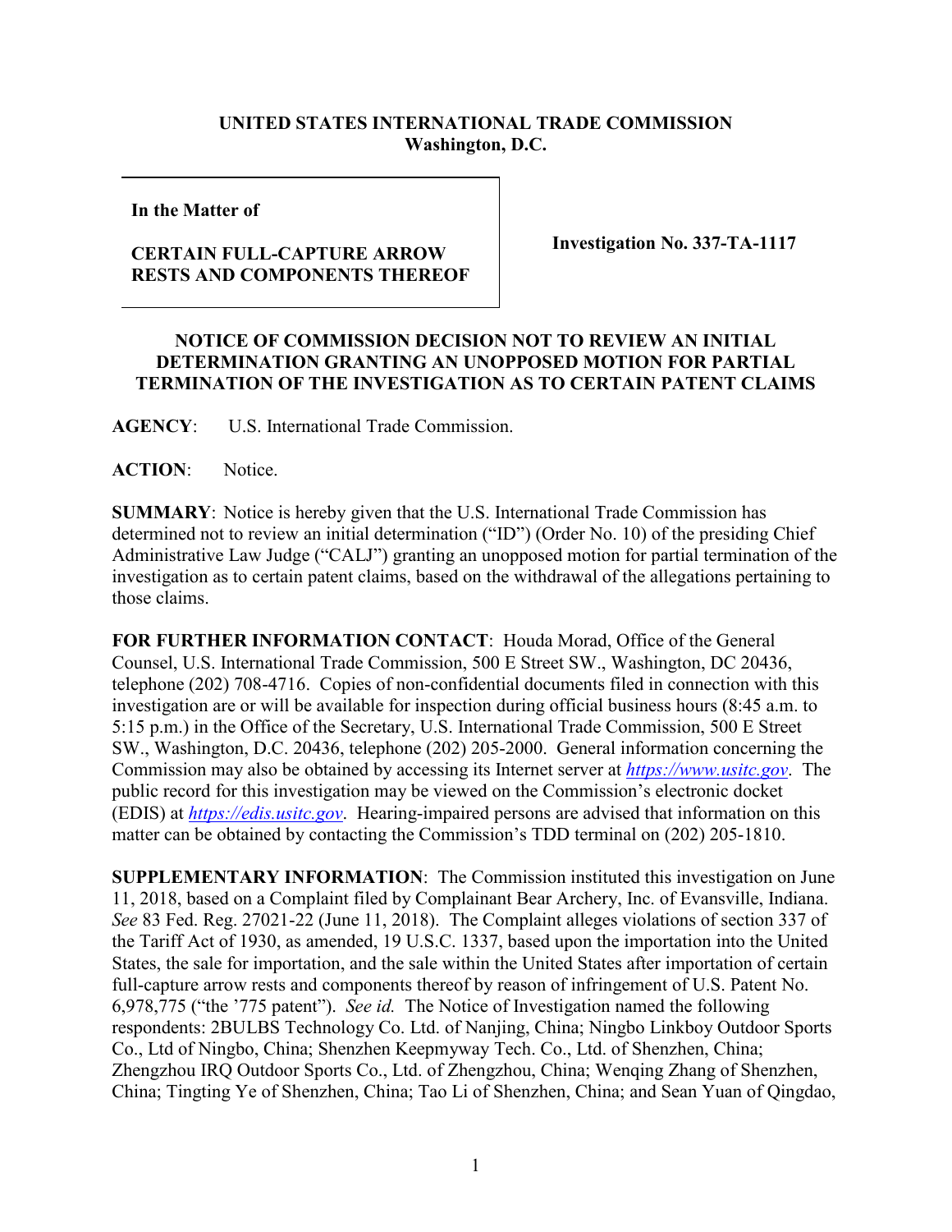**UNITED STATES INTERNATIONAL TRADE COMMISSION**
**Washington, D.C.**

| | |
|---|---|
| **In the Matter of**<br><br>**CERTAIN FULL-CAPTURE ARROW RESTS AND COMPONENTS THEREOF** | **Investigation No. 337-TA-1117** |

**NOTICE OF COMMISSION DECISION NOT TO REVIEW AN INITIAL DETERMINATION GRANTING AN UNOPPOSED MOTION FOR PARTIAL TERMINATION OF THE INVESTIGATION AS TO CERTAIN PATENT CLAIMS**

**AGENCY**: U.S. International Trade Commission.

**ACTION**: Notice.

**SUMMARY**: Notice is hereby given that the U.S. International Trade Commission has determined not to review an initial determination ("ID") (Order No. 10) of the presiding Chief Administrative Law Judge ("CALJ") granting an unopposed motion for partial termination of the investigation as to certain patent claims, based on the withdrawal of the allegations pertaining to those claims.

**FOR FURTHER INFORMATION CONTACT**: Houda Morad, Office of the General Counsel, U.S. International Trade Commission, 500 E Street SW., Washington, DC 20436, telephone (202) 708-4716. Copies of non-confidential documents filed in connection with this investigation are or will be available for inspection during official business hours (8:45 a.m. to 5:15 p.m.) in the Office of the Secretary, U.S. International Trade Commission, 500 E Street SW., Washington, D.C. 20436, telephone (202) 205-2000. General information concerning the Commission may also be obtained by accessing its Internet server at *https://www.usitc.gov*. The public record for this investigation may be viewed on the Commission's electronic docket (EDIS) at *https://edis.usitc.gov*. Hearing-impaired persons are advised that information on this matter can be obtained by contacting the Commission's TDD terminal on (202) 205-1810.

**SUPPLEMENTARY INFORMATION**: The Commission instituted this investigation on June 11, 2018, based on a Complaint filed by Complainant Bear Archery, Inc. of Evansville, Indiana. *See* 83 Fed. Reg. 27021-22 (June 11, 2018). The Complaint alleges violations of section 337 of the Tariff Act of 1930, as amended, 19 U.S.C. 1337, based upon the importation into the United States, the sale for importation, and the sale within the United States after importation of certain full-capture arrow rests and components thereof by reason of infringement of U.S. Patent No. 6,978,775 ("the '775 patent"). *See id.* The Notice of Investigation named the following respondents: 2BULBS Technology Co. Ltd. of Nanjing, China; Ningbo Linkboy Outdoor Sports Co., Ltd of Ningbo, China; Shenzhen Keepmyway Tech. Co., Ltd. of Shenzhen, China; Zhengzhou IRQ Outdoor Sports Co., Ltd. of Zhengzhou, China; Wenqing Zhang of Shenzhen, China; Tingting Ye of Shenzhen, China; Tao Li of Shenzhen, China; and Sean Yuan of Qingdao,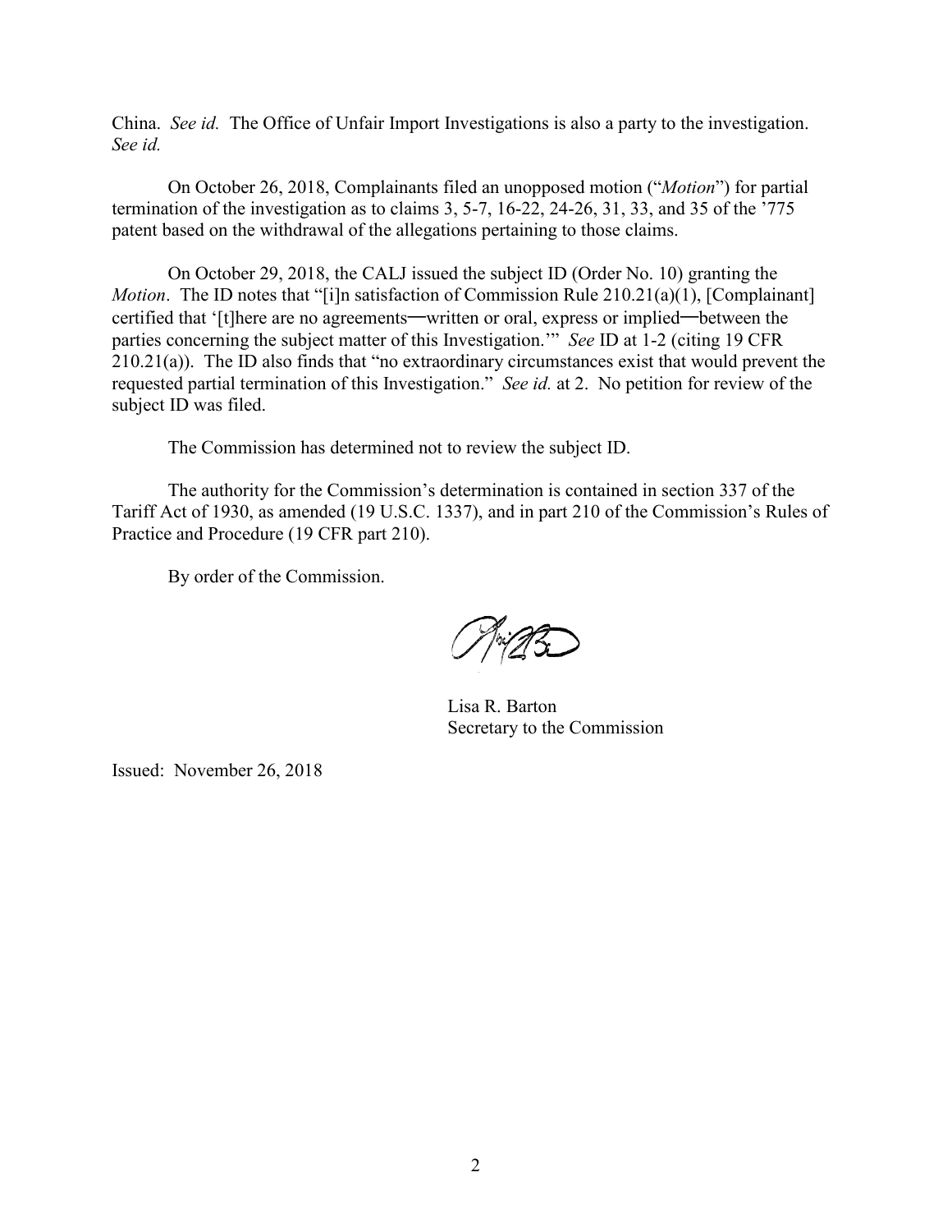China. *See id.* The Office of Unfair Import Investigations is also a party to the investigation. *See id.*

On October 26, 2018, Complainants filed an unopposed motion ("*Motion*") for partial termination of the investigation as to claims 3, 5-7, 16-22, 24-26, 31, 33, and 35 of the '775 patent based on the withdrawal of the allegations pertaining to those claims.

On October 29, 2018, the CALJ issued the subject ID (Order No. 10) granting the *Motion*. The ID notes that "[i]n satisfaction of Commission Rule 210.21(a)(1), [Complainant] certified that '[t]here are no agreements—written or oral, express or implied—between the parties concerning the subject matter of this Investigation.'" *See* ID at 1-2 (citing 19 CFR 210.21(a)). The ID also finds that "no extraordinary circumstances exist that would prevent the requested partial termination of this Investigation." *See id.* at 2. No petition for review of the subject ID was filed.

The Commission has determined not to review the subject ID.

The authority for the Commission's determination is contained in section 337 of the Tariff Act of 1930, as amended (19 U.S.C. 1337), and in part 210 of the Commission's Rules of Practice and Procedure (19 CFR part 210).

By order of the Commission.

Lisa R. Barton
Secretary to the Commission

Issued: November 26, 2018